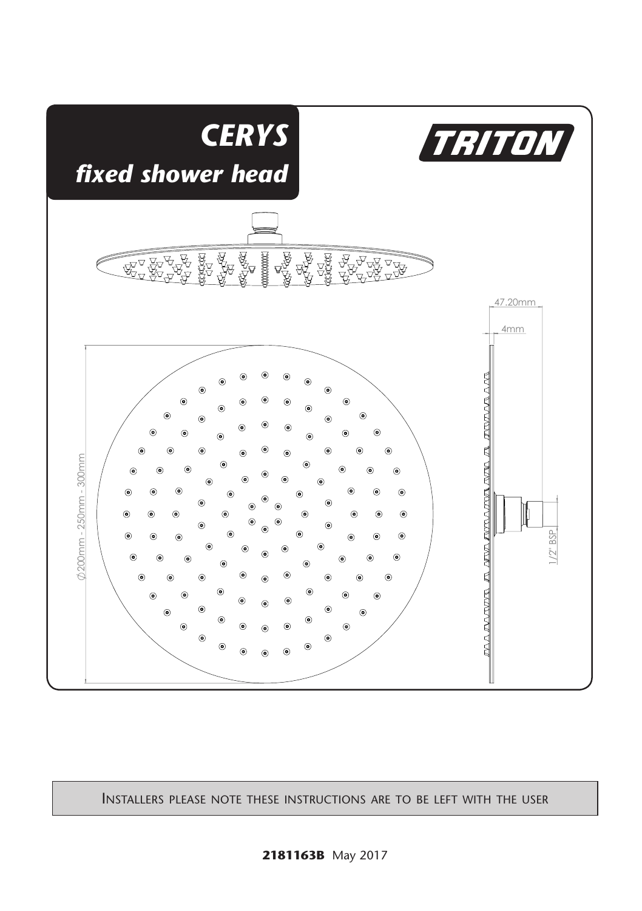# *CERYS*

## *fixed shower head*

*TRITON*

47.20mm

4mm

⌀200mm - 250mm - 300mm

1/2" BSP

INSTALLERS PLEASE NOTE THESE INSTRUCTIONS ARE TO BE LEFT WITH THE USER

**2181163B** May 2017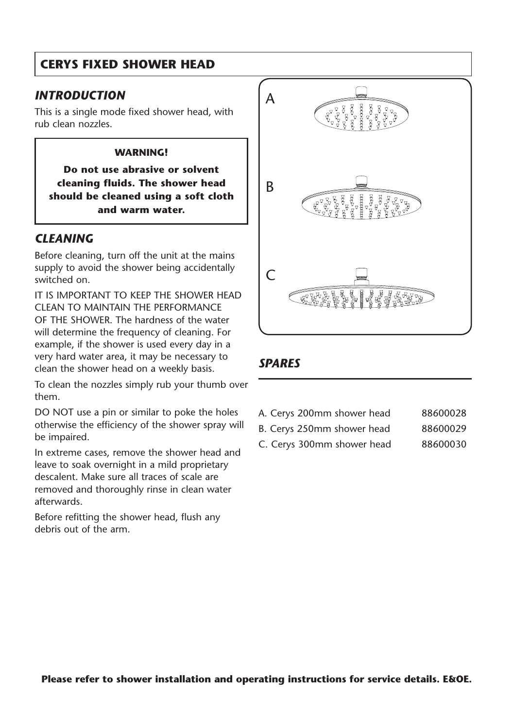# CERYS FIXED SHOWER HEAD

## *INTRODUCTION*

This is a single mode fixed shower head, with rub clean nozzles.

> **WARNING!**
>
> **Do not use abrasive or solvent cleaning fluids. The shower head should be cleaned using a soft cloth and warm water.**

## *CLEANING*

Before cleaning, turn off the unit at the mains supply to avoid the shower being accidentally switched on.

IT IS IMPORTANT TO KEEP THE SHOWER HEAD CLEAN TO MAINTAIN THE PERFORMANCE OF THE SHOWER. The hardness of the water will determine the frequency of cleaning. For example, if the shower is used every day in a very hard water area, it may be necessary to clean the shower head on a weekly basis.

To clean the nozzles simply rub your thumb over them.

DO NOT use a pin or similar to poke the holes otherwise the efficiency of the shower spray will be impaired.

In extreme cases, remove the shower head and leave to soak overnight in a mild proprietary descalent. Make sure all traces of scale are removed and thoroughly rinse in clean water afterwards.

Before refitting the shower head, flush any debris out of the arm.

A

B

C

## *SPARES*

| | |
|---|---|
| A. Cerys 200mm shower head | 88600028 |
| B. Cerys 250mm shower head | 88600029 |
| C. Cerys 300mm shower head | 88600030 |

**Please refer to shower installation and operating instructions for service details. E&OE.**